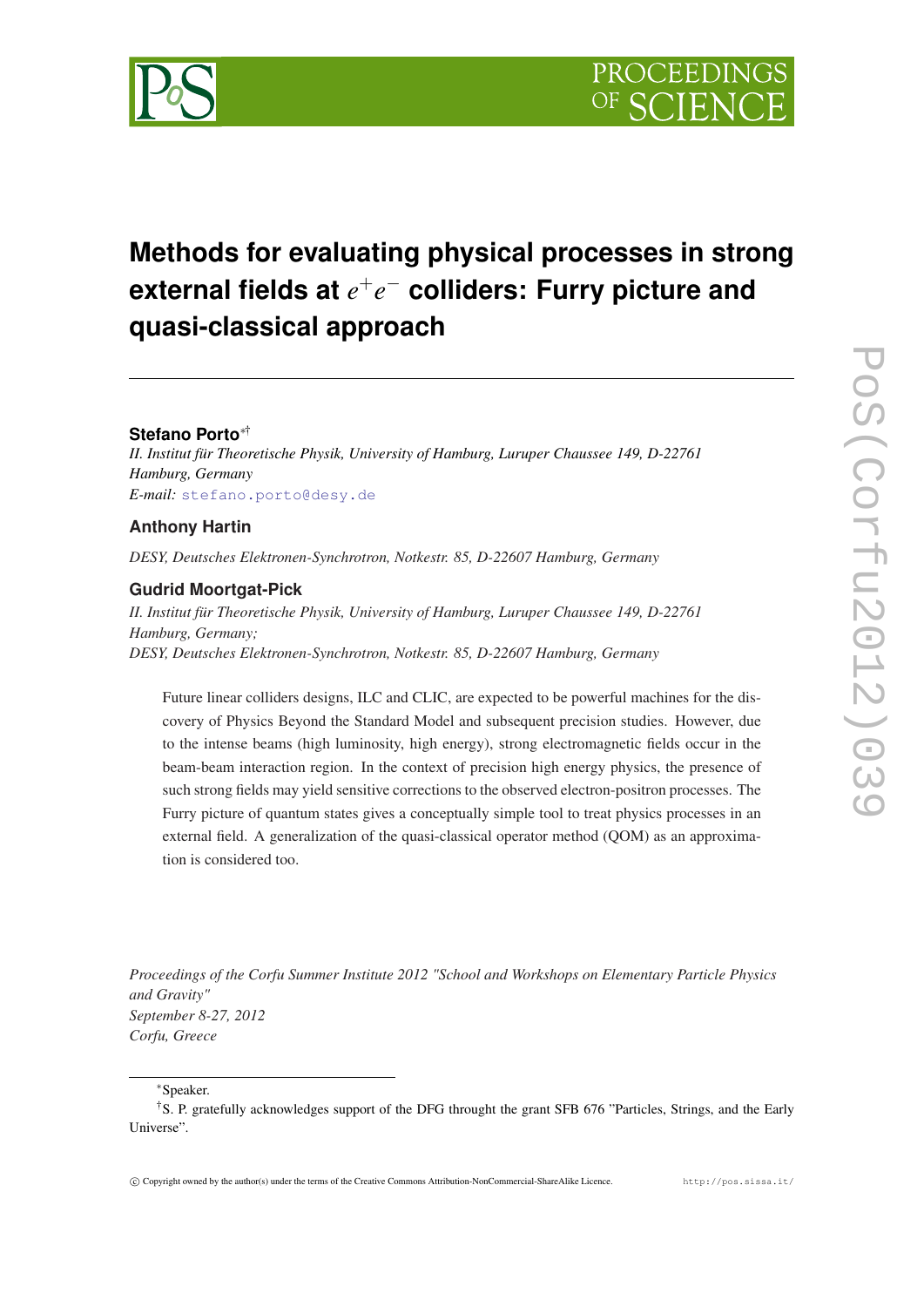# Methods for evaluating physical processes in strong external fields at $e^+e^-$ colliders: Furry picture and quasi-classical approach

**Stefano Porto**[*†]

*II. Institut für Theoretische Physik, University of Hamburg, Luruper Chaussee 149, D-22761 Hamburg, Germany*

*E-mail:* stefano.porto@desy.de

**Anthony Hartin**

*DESY, Deutsches Elektronen-Synchrotron, Notkestr. 85, D-22607 Hamburg, Germany*

**Gudrid Moortgat-Pick**

*II. Institut für Theoretische Physik, University of Hamburg, Luruper Chaussee 149, D-22761 Hamburg, Germany;*

*DESY, Deutsches Elektronen-Synchrotron, Notkestr. 85, D-22607 Hamburg, Germany*

Future linear colliders designs, ILC and CLIC, are expected to be powerful machines for the discovery of Physics Beyond the Standard Model and subsequent precision studies. However, due to the intense beams (high luminosity, high energy), strong electromagnetic fields occur in the beam-beam interaction region. In the context of precision high energy physics, the presence of such strong fields may yield sensitive corrections to the observed electron-positron processes. The Furry picture of quantum states gives a conceptually simple tool to treat physics processes in an external field. A generalization of the quasi-classical operator method (QOM) as an approximation is considered too.

*Proceedings of the Corfu Summer Institute 2012 "School and Workshops on Elementary Particle Physics and Gravity"*
*September 8-27, 2012*
*Corfu, Greece*

---

[*] Speaker.

[†] S. P. gratefully acknowledges support of the DFG throught the grant SFB 676 "Particles, Strings, and the Early Universe".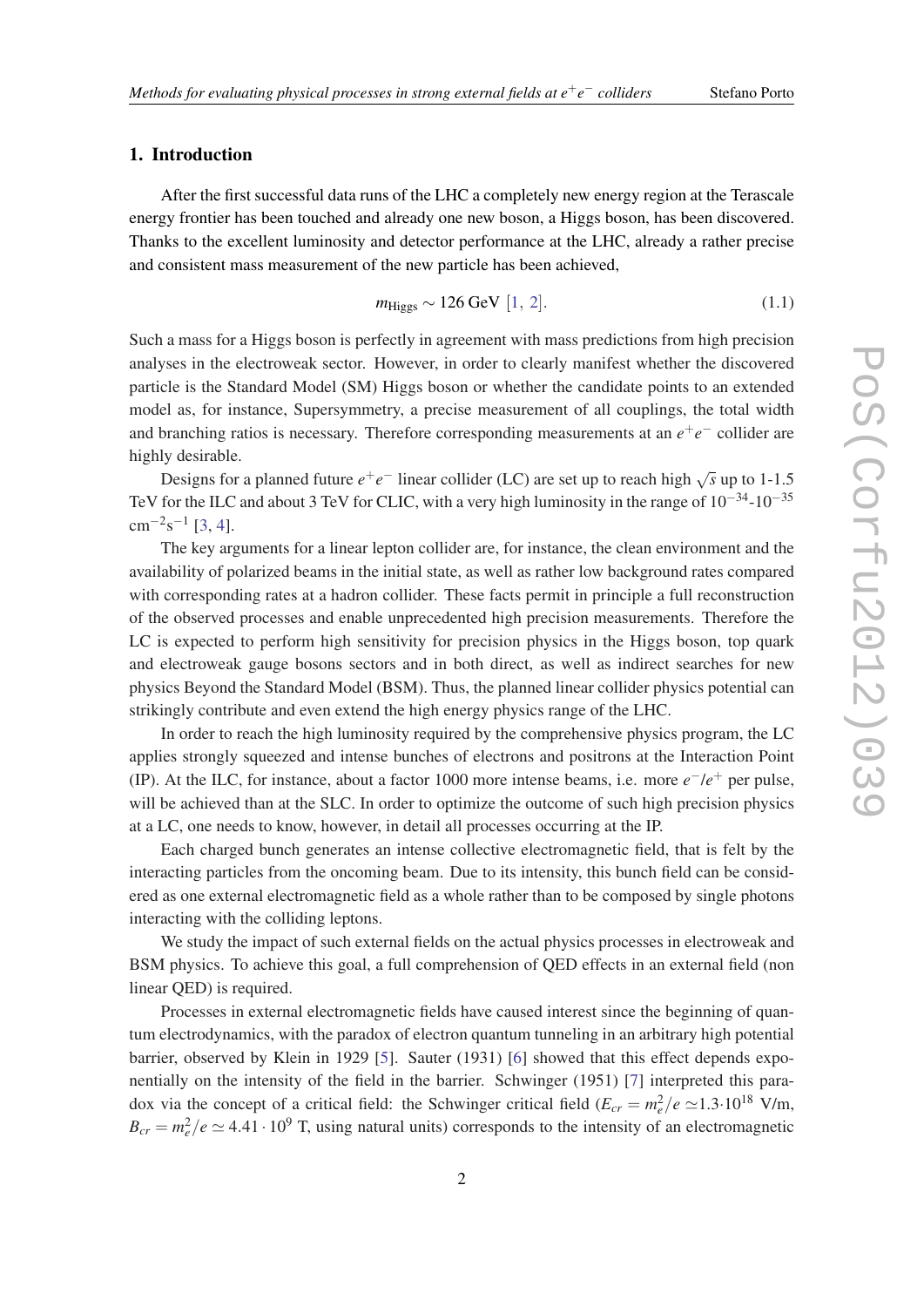## 1. Introduction

After the first successful data runs of the LHC a completely new energy region at the Terascale energy frontier has been touched and already one new boson, a Higgs boson, has been discovered. Thanks to the excellent luminosity and detector performance at the LHC, already a rather precise and consistent mass measurement of the new particle has been achieved,

$$m_{\text{Higgs}} \sim 126\,\text{GeV}\ [1,\ 2]. \tag{1.1}$$

Such a mass for a Higgs boson is perfectly in agreement with mass predictions from high precision analyses in the electroweak sector. However, in order to clearly manifest whether the discovered particle is the Standard Model (SM) Higgs boson or whether the candidate points to an extended model as, for instance, Supersymmetry, a precise measurement of all couplings, the total width and branching ratios is necessary. Therefore corresponding measurements at an $e^+e^-$ collider are highly desirable.

Designs for a planned future $e^+e^-$ linear collider (LC) are set up to reach high $\sqrt{s}$ up to 1-1.5 TeV for the ILC and about 3 TeV for CLIC, with a very high luminosity in the range of $10^{-34}$-$10^{-35}$ $\text{cm}^{-2}\text{s}^{-1}$ [3, 4].

The key arguments for a linear lepton collider are, for instance, the clean environment and the availability of polarized beams in the initial state, as well as rather low background rates compared with corresponding rates at a hadron collider. These facts permit in principle a full reconstruction of the observed processes and enable unprecedented high precision measurements. Therefore the LC is expected to perform high sensitivity for precision physics in the Higgs boson, top quark and electroweak gauge bosons sectors and in both direct, as well as indirect searches for new physics Beyond the Standard Model (BSM). Thus, the planned linear collider physics potential can strikingly contribute and even extend the high energy physics range of the LHC.

In order to reach the high luminosity required by the comprehensive physics program, the LC applies strongly squeezed and intense bunches of electrons and positrons at the Interaction Point (IP). At the ILC, for instance, about a factor 1000 more intense beams, i.e. more $e^-/e^+$ per pulse, will be achieved than at the SLC. In order to optimize the outcome of such high precision physics at a LC, one needs to know, however, in detail all processes occurring at the IP.

Each charged bunch generates an intense collective electromagnetic field, that is felt by the interacting particles from the oncoming beam. Due to its intensity, this bunch field can be considered as one external electromagnetic field as a whole rather than to be composed by single photons interacting with the colliding leptons.

We study the impact of such external fields on the actual physics processes in electroweak and BSM physics. To achieve this goal, a full comprehension of QED effects in an external field (non linear QED) is required.

Processes in external electromagnetic fields have caused interest since the beginning of quantum electrodynamics, with the paradox of electron quantum tunneling in an arbitrary high potential barrier, observed by Klein in 1929 [5]. Sauter (1931) [6] showed that this effect depends exponentially on the intensity of the field in the barrier. Schwinger (1951) [7] interpreted this paradox via the concept of a critical field: the Schwinger critical field ($E_{cr} = m_e^2/e \simeq 1.3 \cdot 10^{18}$ V/m, $B_{cr} = m_e^2/e \simeq 4.41 \cdot 10^9$ T, using natural units) corresponds to the intensity of an electromagnetic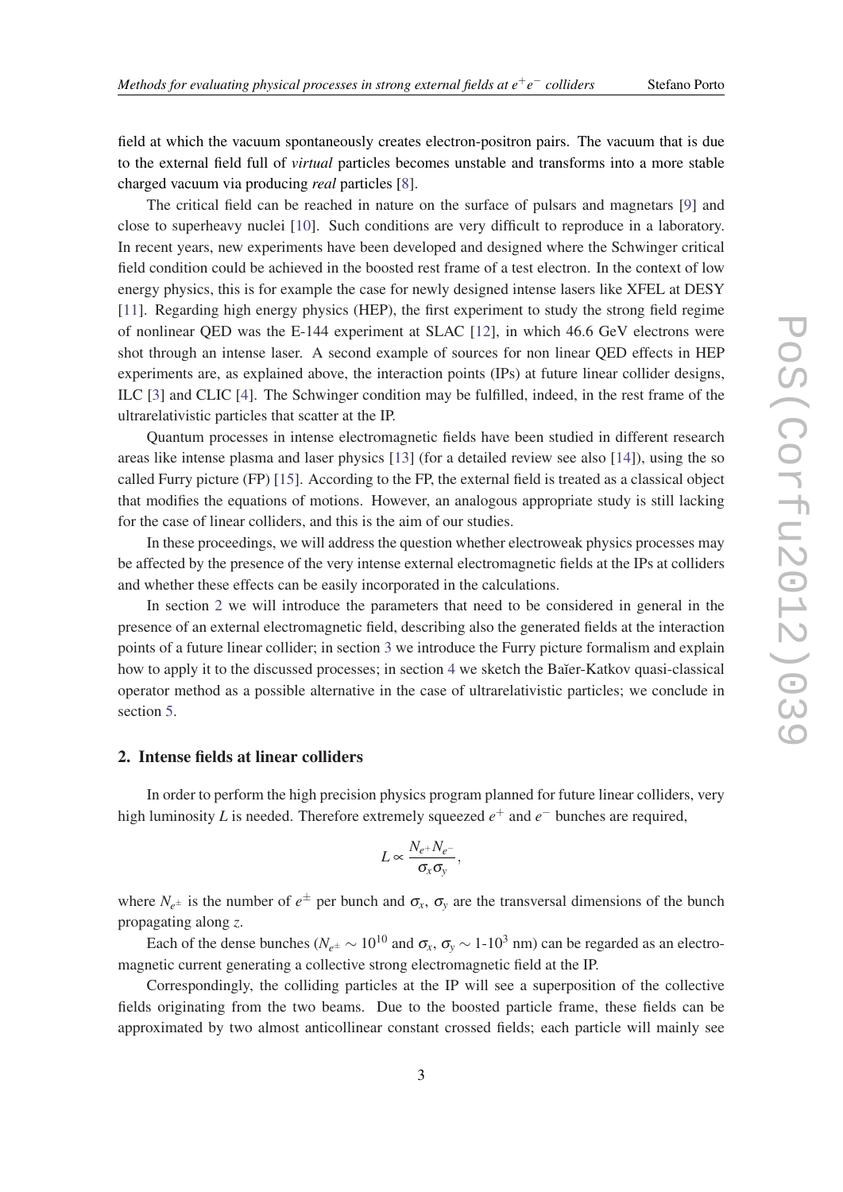field at which the vacuum spontaneously creates electron-positron pairs. The vacuum that is due to the external field full of *virtual* particles becomes unstable and transforms into a more stable charged vacuum via producing *real* particles [8].

The critical field can be reached in nature on the surface of pulsars and magnetars [9] and close to superheavy nuclei [10]. Such conditions are very difficult to reproduce in a laboratory. In recent years, new experiments have been developed and designed where the Schwinger critical field condition could be achieved in the boosted rest frame of a test electron. In the context of low energy physics, this is for example the case for newly designed intense lasers like XFEL at DESY [11]. Regarding high energy physics (HEP), the first experiment to study the strong field regime of nonlinear QED was the E-144 experiment at SLAC [12], in which 46.6 GeV electrons were shot through an intense laser. A second example of sources for non linear QED effects in HEP experiments are, as explained above, the interaction points (IPs) at future linear collider designs, ILC [3] and CLIC [4]. The Schwinger condition may be fulfilled, indeed, in the rest frame of the ultrarelativistic particles that scatter at the IP.

Quantum processes in intense electromagnetic fields have been studied in different research areas like intense plasma and laser physics [13] (for a detailed review see also [14]), using the so called Furry picture (FP) [15]. According to the FP, the external field is treated as a classical object that modifies the equations of motions. However, an analogous appropriate study is still lacking for the case of linear colliders, and this is the aim of our studies.

In these proceedings, we will address the question whether electroweak physics processes may be affected by the presence of the very intense external electromagnetic fields at the IPs at colliders and whether these effects can be easily incorporated in the calculations.

In section 2 we will introduce the parameters that need to be considered in general in the presence of an external electromagnetic field, describing also the generated fields at the interaction points of a future linear collider; in section 3 we introduce the Furry picture formalism and explain how to apply it to the discussed processes; in section 4 we sketch the Bařer-Katkov quasi-classical operator method as a possible alternative in the case of ultrarelativistic particles; we conclude in section 5.

## 2. Intense fields at linear colliders

In order to perform the high precision physics program planned for future linear colliders, very high luminosity $L$ is needed. Therefore extremely squeezed $e^+$ and $e^-$ bunches are required,

$$L \propto \frac{N_{e^+} N_{e^-}}{\sigma_x \sigma_y},$$

where $N_{e^\pm}$ is the number of $e^\pm$ per bunch and $\sigma_x$, $\sigma_y$ are the transversal dimensions of the bunch propagating along $z$.

Each of the dense bunches ($N_{e^\pm} \sim 10^{10}$ and $\sigma_x$, $\sigma_y \sim$ 1-$10^3$ nm) can be regarded as an electromagnetic current generating a collective strong electromagnetic field at the IP.

Correspondingly, the colliding particles at the IP will see a superposition of the collective fields originating from the two beams. Due to the boosted particle frame, these fields can be approximated by two almost anticollinear constant crossed fields; each particle will mainly see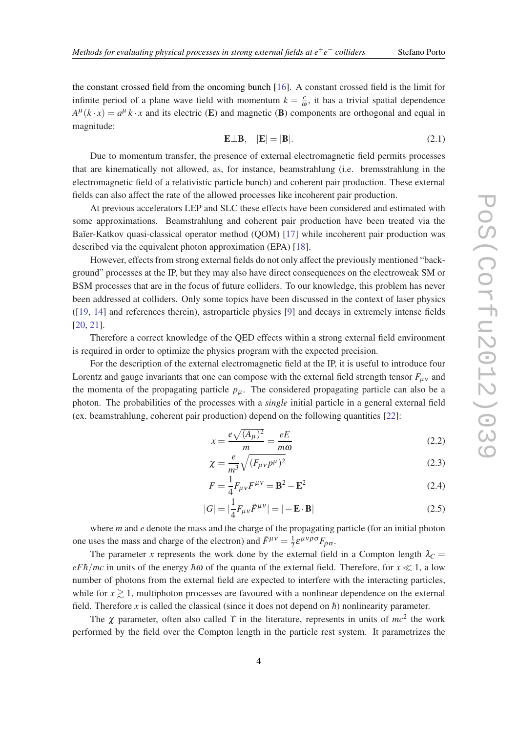the constant crossed field from the oncoming bunch [16]. A constant crossed field is the limit for infinite period of a plane wave field with momentum $k = \frac{c}{\omega}$, it has a trivial spatial dependence $A^\mu(k \cdot x) = a^\mu\, k \cdot x$ and its electric (**E**) and magnetic (**B**) components are orthogonal and equal in magnitude:

$$\mathbf{E} \perp \mathbf{B}, \quad |\mathbf{E}| = |\mathbf{B}|. \tag{2.1}$$

Due to momentum transfer, the presence of external electromagnetic field permits processes that are kinematically not allowed, as, for instance, beamstrahlung (i.e. bremsstrahlung in the electromagnetic field of a relativistic particle bunch) and coherent pair production. These external fields can also affect the rate of the allowed processes like incoherent pair production.

At previous accelerators LEP and SLC these effects have been considered and estimated with some approximations. Beamstrahlung and coherent pair production have been treated via the Baĭer-Katkov quasi-classical operator method (QOM) [17] while incoherent pair production was described via the equivalent photon approximation (EPA) [18].

However, effects from strong external fields do not only affect the previously mentioned "background" processes at the IP, but they may also have direct consequences on the electroweak SM or BSM processes that are in the focus of future colliders. To our knowledge, this problem has never been addressed at colliders. Only some topics have been discussed in the context of laser physics ([19, 14] and references therein), astroparticle physics [9] and decays in extremely intense fields [20, 21].

Therefore a correct knowledge of the QED effects within a strong external field environment is required in order to optimize the physics program with the expected precision.

For the description of the external electromagnetic field at the IP, it is useful to introduce four Lorentz and gauge invariants that one can compose with the external field strength tensor $F_{\mu\nu}$ and the momenta of the propagating particle $p_\mu$. The considered propagating particle can also be a photon. The probabilities of the processes with a *single* initial particle in a general external field (ex. beamstrahlung, coherent pair production) depend on the following quantities [22]:

$$x = \frac{e\sqrt{(A_\mu)^2}}{m} = \frac{eE}{m\omega} \tag{2.2}$$

$$\chi = \frac{e}{m^3}\sqrt{(F_{\mu\nu}p^\mu)^2} \tag{2.3}$$

$$F = \frac{1}{4}F_{\mu\nu}F^{\mu\nu} = \mathbf{B}^2 - \mathbf{E}^2 \tag{2.4}$$

$$|G| = |\frac{1}{4}F_{\mu\nu}\tilde{F}^{\mu\nu}| = |-\mathbf{E}\cdot\mathbf{B}| \tag{2.5}$$

where $m$ and $e$ denote the mass and the charge of the propagating particle (for an initial photon one uses the mass and charge of the electron) and $\tilde{F}^{\mu\nu} = \frac{1}{2}\varepsilon^{\mu\nu\rho\sigma}F_{\rho\sigma}$.

The parameter $x$ represents the work done by the external field in a Compton length $\lambda_C = eF\hbar/mc$ in units of the energy $\hbar\omega$ of the quanta of the external field. Therefore, for $x \ll 1$, a low number of photons from the external field are expected to interfere with the interacting particles, while for $x \gtrsim 1$, multiphoton processes are favoured with a nonlinear dependence on the external field. Therefore $x$ is called the classical (since it does not depend on $\hbar$) nonlinearity parameter.

The $\chi$ parameter, often also called $\Upsilon$ in the literature, represents in units of $mc^2$ the work performed by the field over the Compton length in the particle rest system. It parametrizes the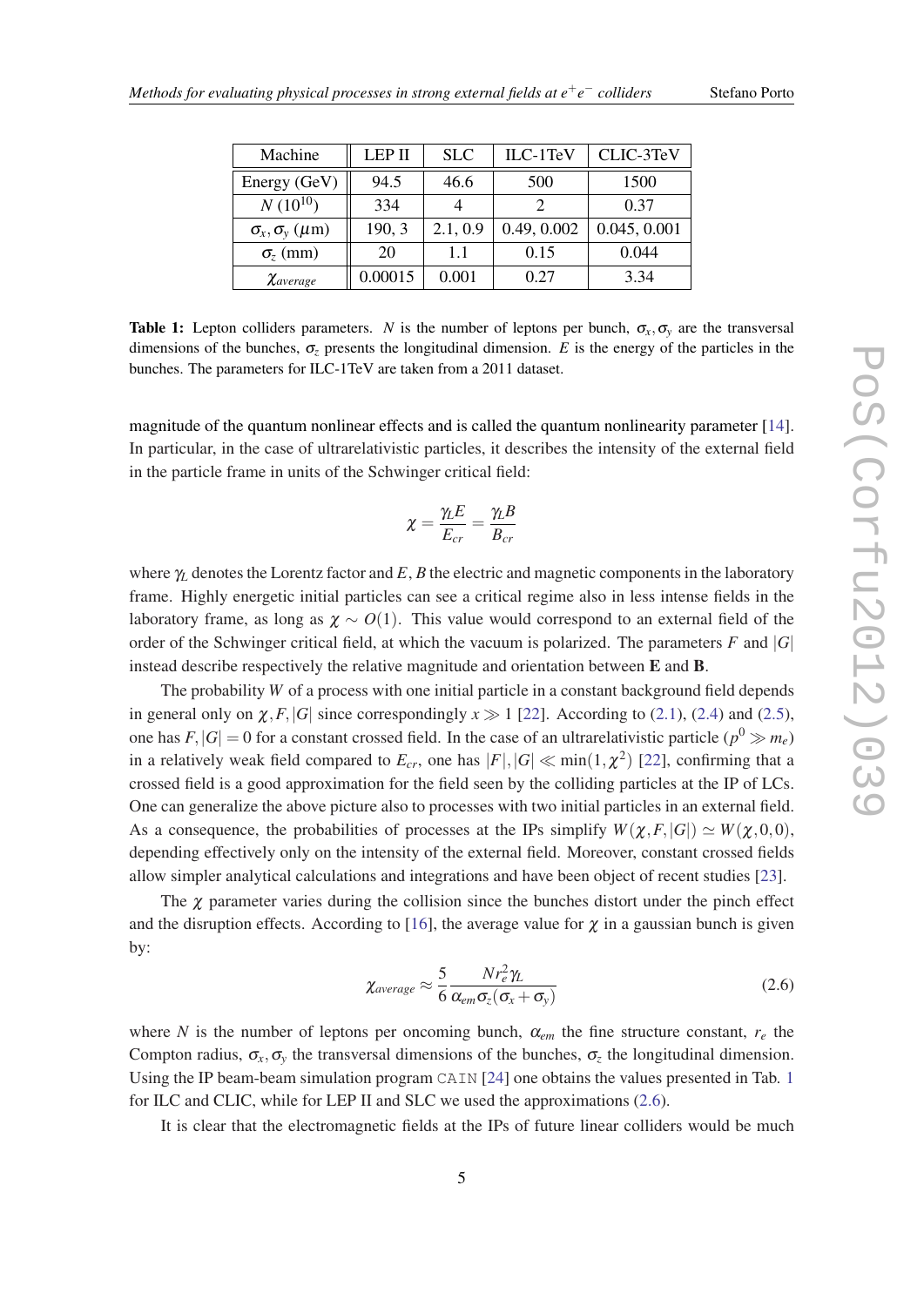| Machine | LEP II | SLC | ILC-1TeV | CLIC-3TeV |
|---|---|---|---|---|
| Energy (GeV) | 94.5 | 46.6 | 500 | 1500 |
| $N$ ($10^{10}$) | 334 | 4 | 2 | 0.37 |
| $\sigma_x, \sigma_y$ ($\mu$m) | 190, 3 | 2.1, 0.9 | 0.49, 0.002 | 0.045, 0.001 |
| $\sigma_z$ (mm) | 20 | 1.1 | 0.15 | 0.044 |
| $\chi_{average}$ | 0.00015 | 0.001 | 0.27 | 3.34 |

**Table 1:** Lepton colliders parameters. $N$ is the number of leptons per bunch, $\sigma_x, \sigma_y$ are the transversal dimensions of the bunches, $\sigma_z$ presents the longitudinal dimension. $E$ is the energy of the particles in the bunches. The parameters for ILC-1TeV are taken from a 2011 dataset.

magnitude of the quantum nonlinear effects and is called the quantum nonlinearity parameter [14]. In particular, in the case of ultrarelativistic particles, it describes the intensity of the external field in the particle frame in units of the Schwinger critical field:

$$\chi = \frac{\gamma_L E}{E_{cr}} = \frac{\gamma_L B}{B_{cr}}$$

where $\gamma_L$ denotes the Lorentz factor and $E, B$ the electric and magnetic components in the laboratory frame. Highly energetic initial particles can see a critical regime also in less intense fields in the laboratory frame, as long as $\chi \sim O(1)$. This value would correspond to an external field of the order of the Schwinger critical field, at which the vacuum is polarized. The parameters $F$ and $|G|$ instead describe respectively the relative magnitude and orientation between $\mathbf{E}$ and $\mathbf{B}$.

The probability $W$ of a process with one initial particle in a constant background field depends in general only on $\chi, F, |G|$ since correspondingly $x \gg 1$ [22]. According to (2.1), (2.4) and (2.5), one has $F, |G| = 0$ for a constant crossed field. In the case of an ultrarelativistic particle ($p^0 \gg m_e$) in a relatively weak field compared to $E_{cr}$, one has $|F|, |G| \ll \min(1, \chi^2)$ [22], confirming that a crossed field is a good approximation for the field seen by the colliding particles at the IP of LCs. One can generalize the above picture also to processes with two initial particles in an external field. As a consequence, the probabilities of processes at the IPs simplify $W(\chi, F, |G|) \simeq W(\chi, 0, 0)$, depending effectively only on the intensity of the external field. Moreover, constant crossed fields allow simpler analytical calculations and integrations and have been object of recent studies [23].

The $\chi$ parameter varies during the collision since the bunches distort under the pinch effect and the disruption effects. According to [16], the average value for $\chi$ in a gaussian bunch is given by:

$$\chi_{average} \approx \frac{5}{6} \frac{N r_e^2 \gamma_L}{\alpha_{em} \sigma_z (\sigma_x + \sigma_y)} \tag{2.6}$$

where $N$ is the number of leptons per oncoming bunch, $\alpha_{em}$ the fine structure constant, $r_e$ the Compton radius, $\sigma_x, \sigma_y$ the transversal dimensions of the bunches, $\sigma_z$ the longitudinal dimension. Using the IP beam-beam simulation program `CAIN` [24] one obtains the values presented in Tab. 1 for ILC and CLIC, while for LEP II and SLC we used the approximations (2.6).

It is clear that the electromagnetic fields at the IPs of future linear colliders would be much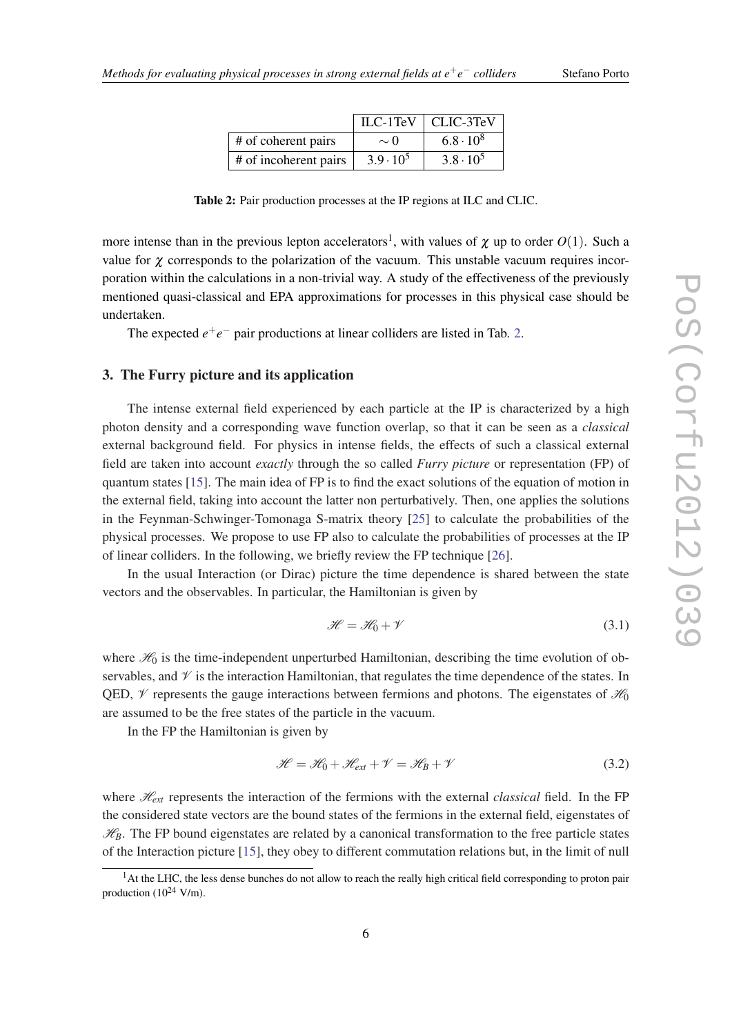| | ILC-1TeV | CLIC-3TeV |
|---|---|---|
| # of coherent pairs | $\sim 0$ | $6.8 \cdot 10^8$ |
| # of incoherent pairs | $3.9 \cdot 10^5$ | $3.8 \cdot 10^5$ |

**Table 2:** Pair production processes at the IP regions at ILC and CLIC.

more intense than in the previous lepton accelerators[1], with values of $\chi$ up to order $O(1)$. Such a value for $\chi$ corresponds to the polarization of the vacuum. This unstable vacuum requires incorporation within the calculations in a non-trivial way. A study of the effectiveness of the previously mentioned quasi-classical and EPA approximations for processes in this physical case should be undertaken.

The expected $e^+e^-$ pair productions at linear colliders are listed in Tab. 2.

## 3. The Furry picture and its application

The intense external field experienced by each particle at the IP is characterized by a high photon density and a corresponding wave function overlap, so that it can be seen as a *classical* external background field. For physics in intense fields, the effects of such a classical external field are taken into account *exactly* through the so called *Furry picture* or representation (FP) of quantum states [15]. The main idea of FP is to find the exact solutions of the equation of motion in the external field, taking into account the latter non perturbatively. Then, one applies the solutions in the Feynman-Schwinger-Tomonaga S-matrix theory [25] to calculate the probabilities of the physical processes. We propose to use FP also to calculate the probabilities of processes at the IP of linear colliders. In the following, we briefly review the FP technique [26].

In the usual Interaction (or Dirac) picture the time dependence is shared between the state vectors and the observables. In particular, the Hamiltonian is given by

$$\mathscr{H} = \mathscr{H}_0 + \mathscr{V} \tag{3.1}$$

where $\mathscr{H}_0$ is the time-independent unperturbed Hamiltonian, describing the time evolution of observables, and $\mathscr{V}$ is the interaction Hamiltonian, that regulates the time dependence of the states. In QED, $\mathscr{V}$ represents the gauge interactions between fermions and photons. The eigenstates of $\mathscr{H}_0$ are assumed to be the free states of the particle in the vacuum.

In the FP the Hamiltonian is given by

$$\mathscr{H} = \mathscr{H}_0 + \mathscr{H}_{ext} + \mathscr{V} = \mathscr{H}_B + \mathscr{V} \tag{3.2}$$

where $\mathscr{H}_{ext}$ represents the interaction of the fermions with the external *classical* field. In the FP the considered state vectors are the bound states of the fermions in the external field, eigenstates of $\mathscr{H}_B$. The FP bound eigenstates are related by a canonical transformation to the free particle states of the Interaction picture [15], they obey to different commutation relations but, in the limit of null

[1] At the LHC, the less dense bunches do not allow to reach the really high critical field corresponding to proton pair production ($10^{24}$ V/m).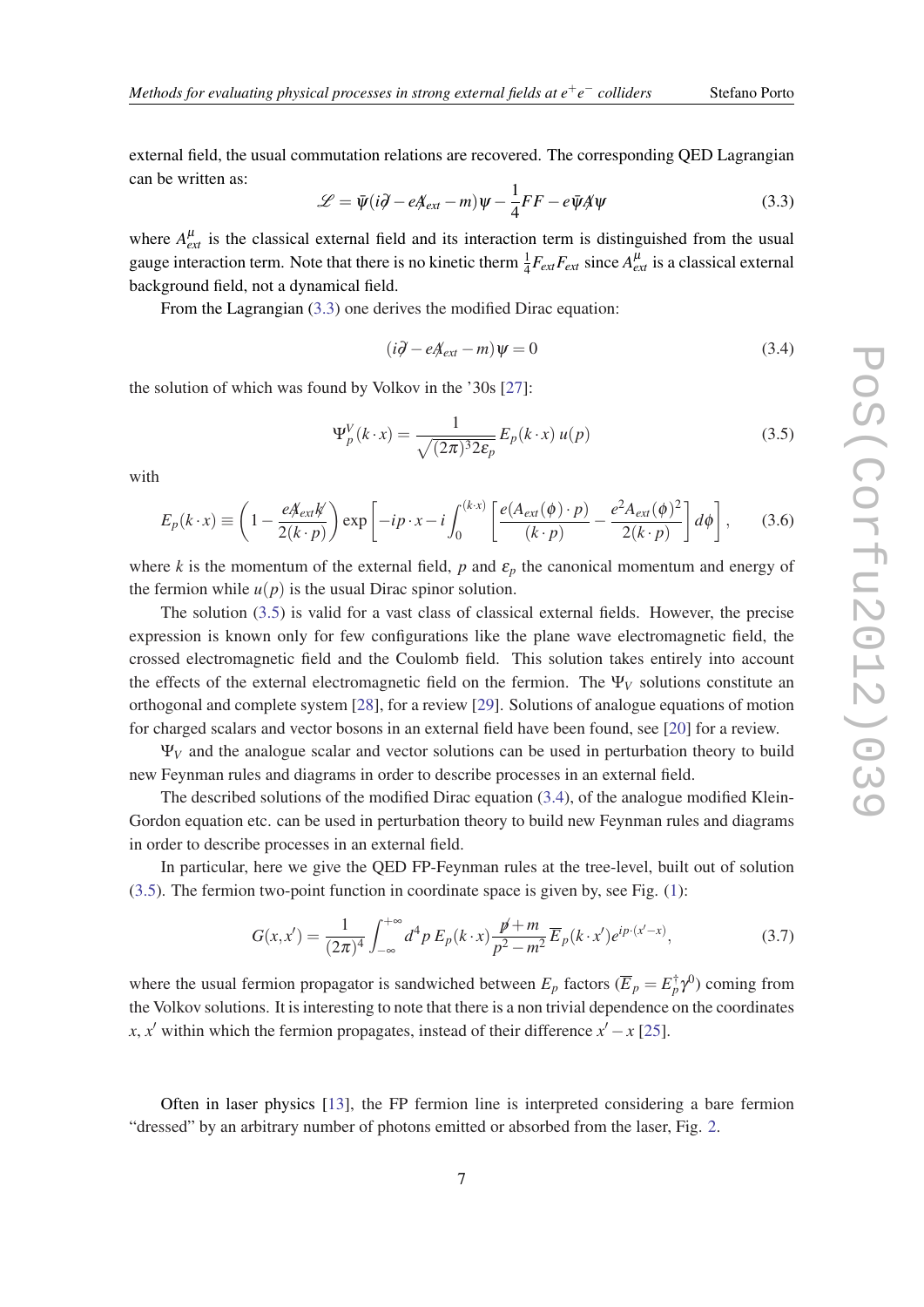external field, the usual commutation relations are recovered. The corresponding QED Lagrangian can be written as:

$$\mathscr{L} = \bar{\psi}(i\partial\!\!\!/ - eA\!\!\!/_{ext} - m)\psi - \frac{1}{4}FF - e\bar{\psi}A\!\!\!/\psi \tag{3.3}$$

where $A^{\mu}_{ext}$ is the classical external field and its interaction term is distinguished from the usual gauge interaction term. Note that there is no kinetic therm $\frac{1}{4}F_{ext}F_{ext}$ since $A^{\mu}_{ext}$ is a classical external background field, not a dynamical field.

From the Lagrangian (3.3) one derives the modified Dirac equation:

$$(i\partial\!\!\!/ - eA\!\!\!/_{ext} - m)\psi = 0 \tag{3.4}$$

the solution of which was found by Volkov in the '30s [27]:

$$\Psi^{V}_{p}(k\cdot x) = \frac{1}{\sqrt{(2\pi)^{3}2\varepsilon_{p}}}\,E_{p}(k\cdot x)\,u(p) \tag{3.5}$$

with

$$E_{p}(k\cdot x) \equiv \left(1 - \frac{eA\!\!\!/_{ext}k\!\!\!/}{2(k\cdot p)}\right)\exp\left[-ip\cdot x - i\int_{0}^{(k\cdot x)}\left[\frac{e(A_{ext}(\phi)\cdot p)}{(k\cdot p)} - \frac{e^{2}A_{ext}(\phi)^{2}}{2(k\cdot p)}\right]d\phi\right], \tag{3.6}$$

where $k$ is the momentum of the external field, $p$ and $\varepsilon_{p}$ the canonical momentum and energy of the fermion while $u(p)$ is the usual Dirac spinor solution.

The solution (3.5) is valid for a vast class of classical external fields. However, the precise expression is known only for few configurations like the plane wave electromagnetic field, the crossed electromagnetic field and the Coulomb field. This solution takes entirely into account the effects of the external electromagnetic field on the fermion. The $\Psi_{V}$ solutions constitute an orthogonal and complete system [28], for a review [29]. Solutions of analogue equations of motion for charged scalars and vector bosons in an external field have been found, see [20] for a review.

$\Psi_{V}$ and the analogue scalar and vector solutions can be used in perturbation theory to build new Feynman rules and diagrams in order to describe processes in an external field.

The described solutions of the modified Dirac equation (3.4), of the analogue modified Klein-Gordon equation etc. can be used in perturbation theory to build new Feynman rules and diagrams in order to describe processes in an external field.

In particular, here we give the QED FP-Feynman rules at the tree-level, built out of solution (3.5). The fermion two-point function in coordinate space is given by, see Fig. (1):

$$G(x,x') = \frac{1}{(2\pi)^{4}}\int_{-\infty}^{+\infty}d^{4}p\,E_{p}(k\cdot x)\frac{p\!\!\!/ + m}{p^{2}-m^{2}}\,\overline{E}_{p}(k\cdot x')e^{ip\cdot(x'-x)}, \tag{3.7}$$

where the usual fermion propagator is sandwiched between $E_{p}$ factors ($\overline{E}_{p} = E^{\dagger}_{p}\gamma^{0}$) coming from the Volkov solutions. It is interesting to note that there is a non trivial dependence on the coordinates $x$, $x'$ within which the fermion propagates, instead of their difference $x'-x$ [25].

Often in laser physics [13], the FP fermion line is interpreted considering a bare fermion "dressed" by an arbitrary number of photons emitted or absorbed from the laser, Fig. 2.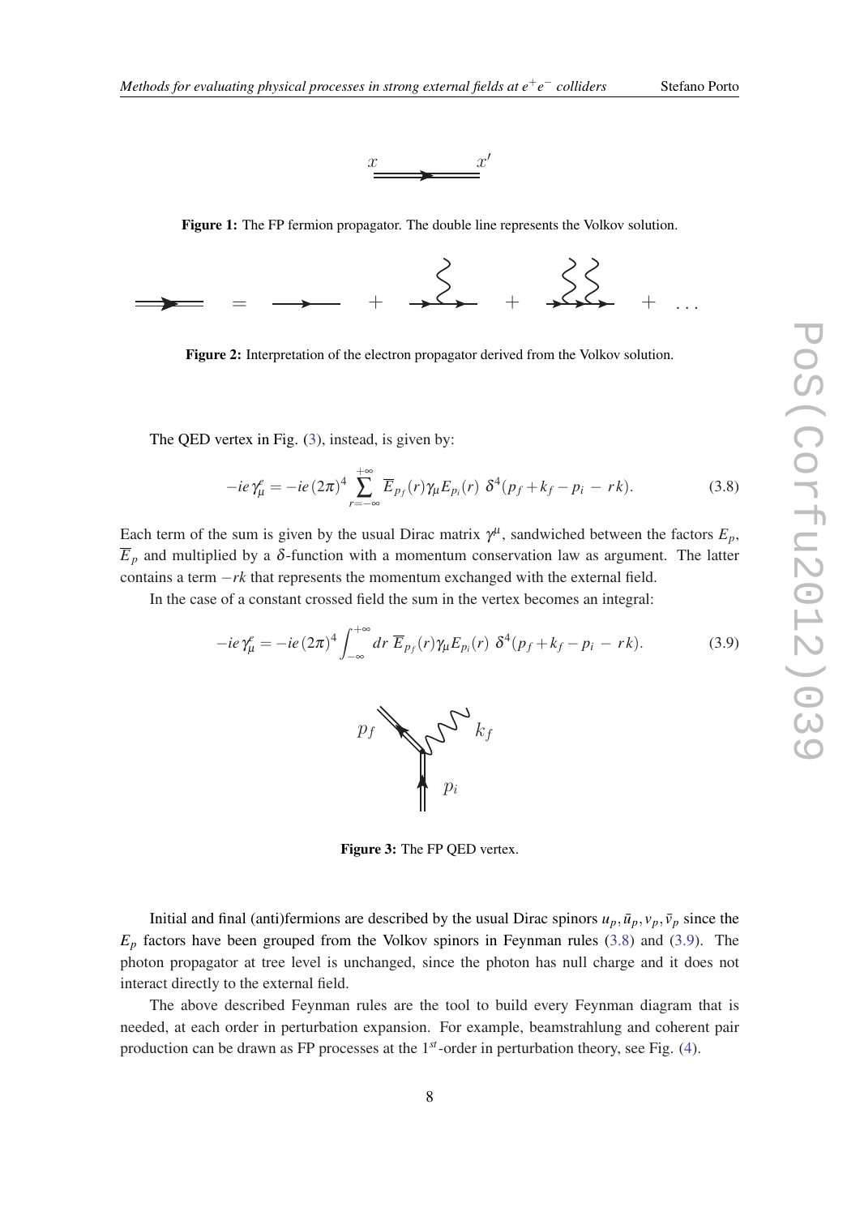**Figure 1:** The FP fermion propagator. The double line represents the Volkov solution.

**Figure 2:** Interpretation of the electron propagator derived from the Volkov solution.

The QED vertex in Fig. (3), instead, is given by:

$$-ie\,\gamma^e_\mu = -ie\,(2\pi)^4 \sum_{r=-\infty}^{+\infty} \overline{E}_{p_f}(r)\gamma_\mu E_{p_i}(r)\;\delta^4(p_f + k_f - p_i \,-\, rk). \tag{3.8}$$

Each term of the sum is given by the usual Dirac matrix $\gamma^\mu$, sandwiched between the factors $E_p$, $\overline{E}_p$ and multiplied by a $\delta$-function with a momentum conservation law as argument. The latter contains a term $-rk$ that represents the momentum exchanged with the external field.

In the case of a constant crossed field the sum in the vertex becomes an integral:

$$-ie\,\gamma^e_\mu = -ie\,(2\pi)^4 \int_{-\infty}^{+\infty} dr\;\overline{E}_{p_f}(r)\gamma_\mu E_{p_i}(r)\;\delta^4(p_f + k_f - p_i \,-\, rk). \tag{3.9}$$

**Figure 3:** The FP QED vertex.

Initial and final (anti)fermions are described by the usual Dirac spinors $u_p, \bar{u}_p, v_p, \bar{v}_p$ since the $E_p$ factors have been grouped from the Volkov spinors in Feynman rules (3.8) and (3.9). The photon propagator at tree level is unchanged, since the photon has null charge and it does not interact directly to the external field.

The above described Feynman rules are the tool to build every Feynman diagram that is needed, at each order in perturbation expansion. For example, beamstrahlung and coherent pair production can be drawn as FP processes at the 1$^{st}$-order in perturbation theory, see Fig. (4).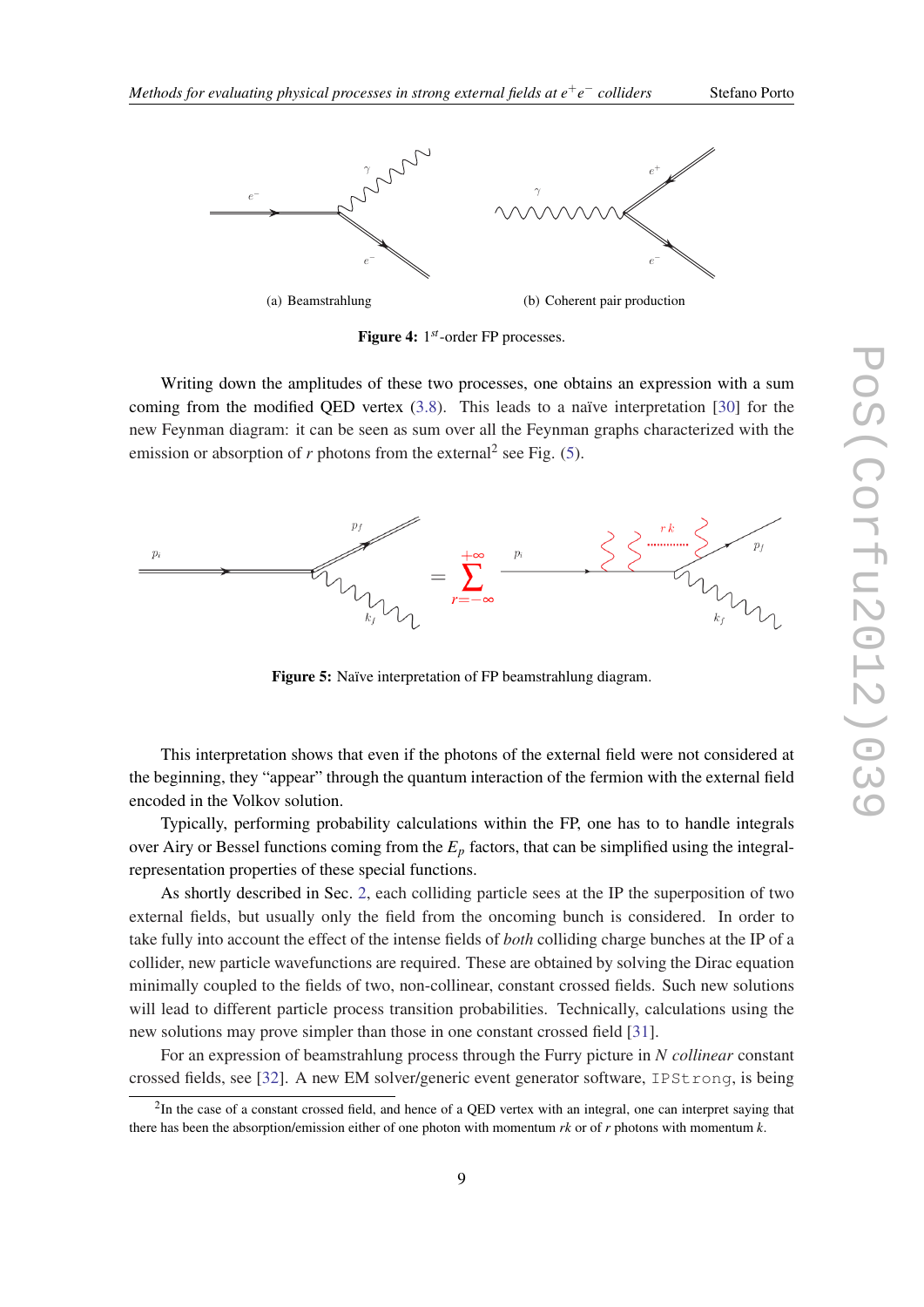(a) Beamstrahlung

(b) Coherent pair production

**Figure 4:** $1^{st}$-order FP processes.

Writing down the amplitudes of these two processes, one obtains an expression with a sum coming from the modified QED vertex (3.8). This leads to a naïve interpretation [30] for the new Feynman diagram: it can be seen as sum over all the Feynman graphs characterized with the emission or absorption of $r$ photons from the external[2] see Fig. (5).

**Figure 5:** Naïve interpretation of FP beamstrahlung diagram.

This interpretation shows that even if the photons of the external field were not considered at the beginning, they "appear" through the quantum interaction of the fermion with the external field encoded in the Volkov solution.

Typically, performing probability calculations within the FP, one has to to handle integrals over Airy or Bessel functions coming from the $E_p$ factors, that can be simplified using the integral-representation properties of these special functions.

As shortly described in Sec. 2, each colliding particle sees at the IP the superposition of two external fields, but usually only the field from the oncoming bunch is considered. In order to take fully into account the effect of the intense fields of *both* colliding charge bunches at the IP of a collider, new particle wavefunctions are required. These are obtained by solving the Dirac equation minimally coupled to the fields of two, non-collinear, constant crossed fields. Such new solutions will lead to different particle process transition probabilities. Technically, calculations using the new solutions may prove simpler than those in one constant crossed field [31].

For an expression of beamstrahlung process through the Furry picture in $N$ *collinear* constant crossed fields, see [32]. A new EM solver/generic event generator software, `IPStrong`, is being

[2] In the case of a constant crossed field, and hence of a QED vertex with an integral, one can interpret saying that there has been the absorption/emission either of one photon with momentum $rk$ or of $r$ photons with momentum $k$.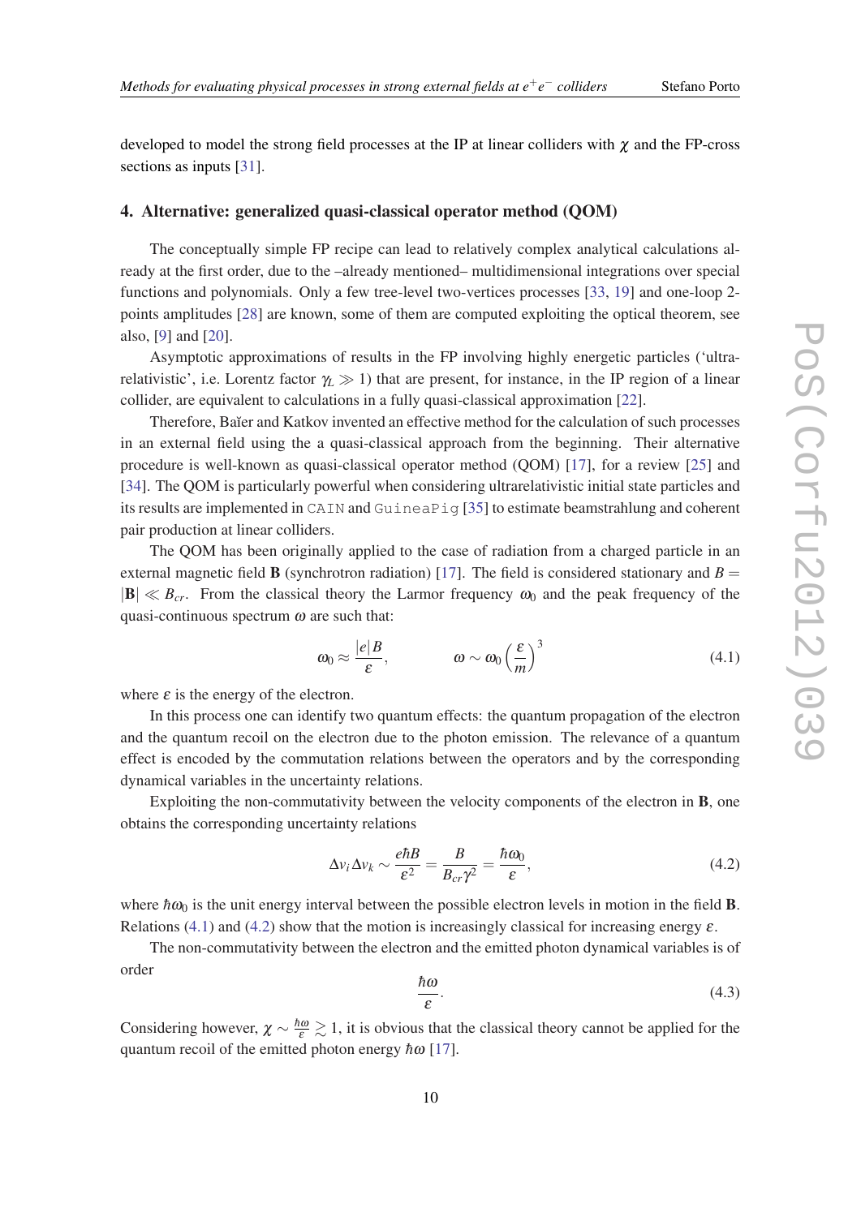developed to model the strong field processes at the IP at linear colliders with $\chi$ and the FP-cross sections as inputs [31].

## 4. Alternative: generalized quasi-classical operator method (QOM)

The conceptually simple FP recipe can lead to relatively complex analytical calculations already at the first order, due to the –already mentioned– multidimensional integrations over special functions and polynomials. Only a few tree-level two-vertices processes [33, 19] and one-loop 2-points amplitudes [28] are known, some of them are computed exploiting the optical theorem, see also, [9] and [20].

Asymptotic approximations of results in the FP involving highly energetic particles ('ultra-relativistic', i.e. Lorentz factor $\gamma_L \gg 1$) that are present, for instance, in the IP region of a linear collider, are equivalent to calculations in a fully quasi-classical approximation [22].

Therefore, Baĭer and Katkov invented an effective method for the calculation of such processes in an external field using the a quasi-classical approach from the beginning. Their alternative procedure is well-known as quasi-classical operator method (QOM) [17], for a review [25] and [34]. The QOM is particularly powerful when considering ultrarelativistic initial state particles and its results are implemented in `CAIN` and `GuineaPig` [35] to estimate beamstrahlung and coherent pair production at linear colliders.

The QOM has been originally applied to the case of radiation from a charged particle in an external magnetic field $\mathbf{B}$ (synchrotron radiation) [17]. The field is considered stationary and $B = |\mathbf{B}| \ll B_{cr}$. From the classical theory the Larmor frequency $\omega_0$ and the peak frequency of the quasi-continuous spectrum $\omega$ are such that:

$$\omega_0 \approx \frac{|e|B}{\varepsilon}, \qquad\qquad \omega \sim \omega_0 \left(\frac{\varepsilon}{m}\right)^3 \tag{4.1}$$

where $\varepsilon$ is the energy of the electron.

In this process one can identify two quantum effects: the quantum propagation of the electron and the quantum recoil on the electron due to the photon emission. The relevance of a quantum effect is encoded by the commutation relations between the operators and by the corresponding dynamical variables in the uncertainty relations.

Exploiting the non-commutativity between the velocity components of the electron in $\mathbf{B}$, one obtains the corresponding uncertainty relations

$$\Delta v_i \Delta v_k \sim \frac{e\hbar B}{\varepsilon^2} = \frac{B}{B_{cr}\gamma^2} = \frac{\hbar\omega_0}{\varepsilon}, \tag{4.2}$$

where $\hbar\omega_0$ is the unit energy interval between the possible electron levels in motion in the field $\mathbf{B}$. Relations (4.1) and (4.2) show that the motion is increasingly classical for increasing energy $\varepsilon$.

The non-commutativity between the electron and the emitted photon dynamical variables is of order

$$\frac{\hbar\omega}{\varepsilon}. \tag{4.3}$$

Considering however, $\chi \sim \frac{\hbar\omega}{\varepsilon} \gtrsim 1$, it is obvious that the classical theory cannot be applied for the quantum recoil of the emitted photon energy $\hbar\omega$ [17].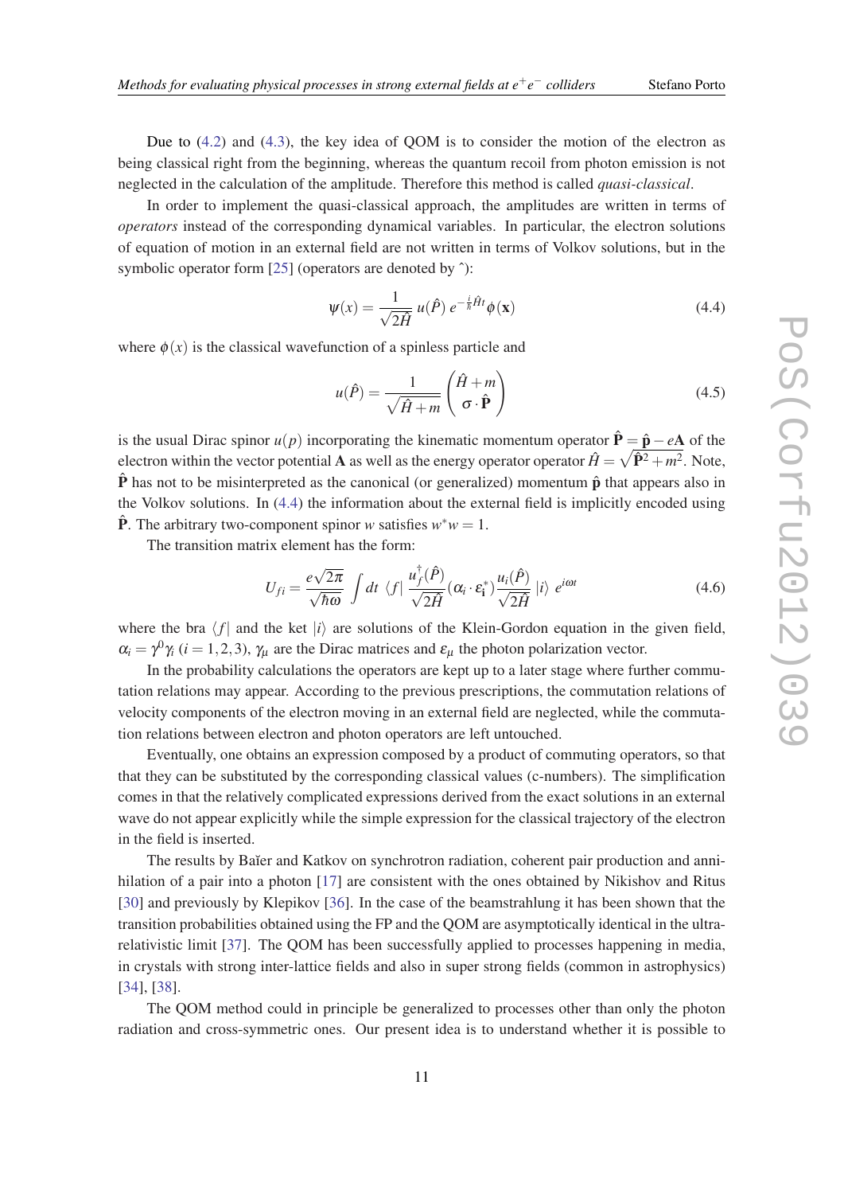Due to (4.2) and (4.3), the key idea of QOM is to consider the motion of the electron as being classical right from the beginning, whereas the quantum recoil from photon emission is not neglected in the calculation of the amplitude. Therefore this method is called *quasi-classical*.

In order to implement the quasi-classical approach, the amplitudes are written in terms of *operators* instead of the corresponding dynamical variables. In particular, the electron solutions of equation of motion in an external field are not written in terms of Volkov solutions, but in the symbolic operator form [25] (operators are denoted by ˆ):

$$\psi(x) = \frac{1}{\sqrt{2\hat{H}}}\, u(\hat{P})\, e^{-\frac{i}{\hbar}\hat{H}t}\phi(\mathbf{x}) \tag{4.4}$$

where $\phi(x)$ is the classical wavefunction of a spinless particle and

$$u(\hat{P}) = \frac{1}{\sqrt{\hat{H}+m}}\begin{pmatrix} \hat{H}+m \\ \sigma\cdot\hat{\mathbf{P}} \end{pmatrix} \tag{4.5}$$

is the usual Dirac spinor $u(p)$ incorporating the kinematic momentum operator $\hat{\mathbf{P}} = \hat{\mathbf{p}} - e\mathbf{A}$ of the electron within the vector potential $\mathbf{A}$ as well as the energy operator operator $\hat{H} = \sqrt{\hat{\mathbf{P}}^2 + m^2}$. Note, $\hat{\mathbf{P}}$ has not to be misinterpreted as the canonical (or generalized) momentum $\hat{\mathbf{p}}$ that appears also in the Volkov solutions. In (4.4) the information about the external field is implicitly encoded using $\hat{\mathbf{P}}$. The arbitrary two-component spinor $w$ satisfies $w^* w = 1$.

The transition matrix element has the form:

$$U_{fi} = \frac{e\sqrt{2\pi}}{\sqrt{\hbar\omega}} \int dt\; \langle f|\, \frac{u_f^{\dagger}(\hat{P})}{\sqrt{2\hat{H}}}(\alpha_i\cdot\varepsilon_{\mathbf{i}}^{*})\frac{u_i(\hat{P})}{\sqrt{2\hat{H}}}\, |i\rangle\; e^{i\omega t} \tag{4.6}$$

where the bra $\langle f|$ and the ket $|i\rangle$ are solutions of the Klein-Gordon equation in the given field, $\alpha_i = \gamma^0\gamma_i$ $(i = 1,2,3)$, $\gamma_\mu$ are the Dirac matrices and $\varepsilon_\mu$ the photon polarization vector.

In the probability calculations the operators are kept up to a later stage where further commutation relations may appear. According to the previous prescriptions, the commutation relations of velocity components of the electron moving in an external field are neglected, while the commutation relations between electron and photon operators are left untouched.

Eventually, one obtains an expression composed by a product of commuting operators, so that that they can be substituted by the corresponding classical values (c-numbers). The simplification comes in that the relatively complicated expressions derived from the exact solutions in an external wave do not appear explicitly while the simple expression for the classical trajectory of the electron in the field is inserted.

The results by Baĭer and Katkov on synchrotron radiation, coherent pair production and annihilation of a pair into a photon [17] are consistent with the ones obtained by Nikishov and Ritus [30] and previously by Klepikov [36]. In the case of the beamstrahlung it has been shown that the transition probabilities obtained using the FP and the QOM are asymptotically identical in the ultra-relativistic limit [37]. The QOM has been successfully applied to processes happening in media, in crystals with strong inter-lattice fields and also in super strong fields (common in astrophysics) [34], [38].

The QOM method could in principle be generalized to processes other than only the photon radiation and cross-symmetric ones. Our present idea is to understand whether it is possible to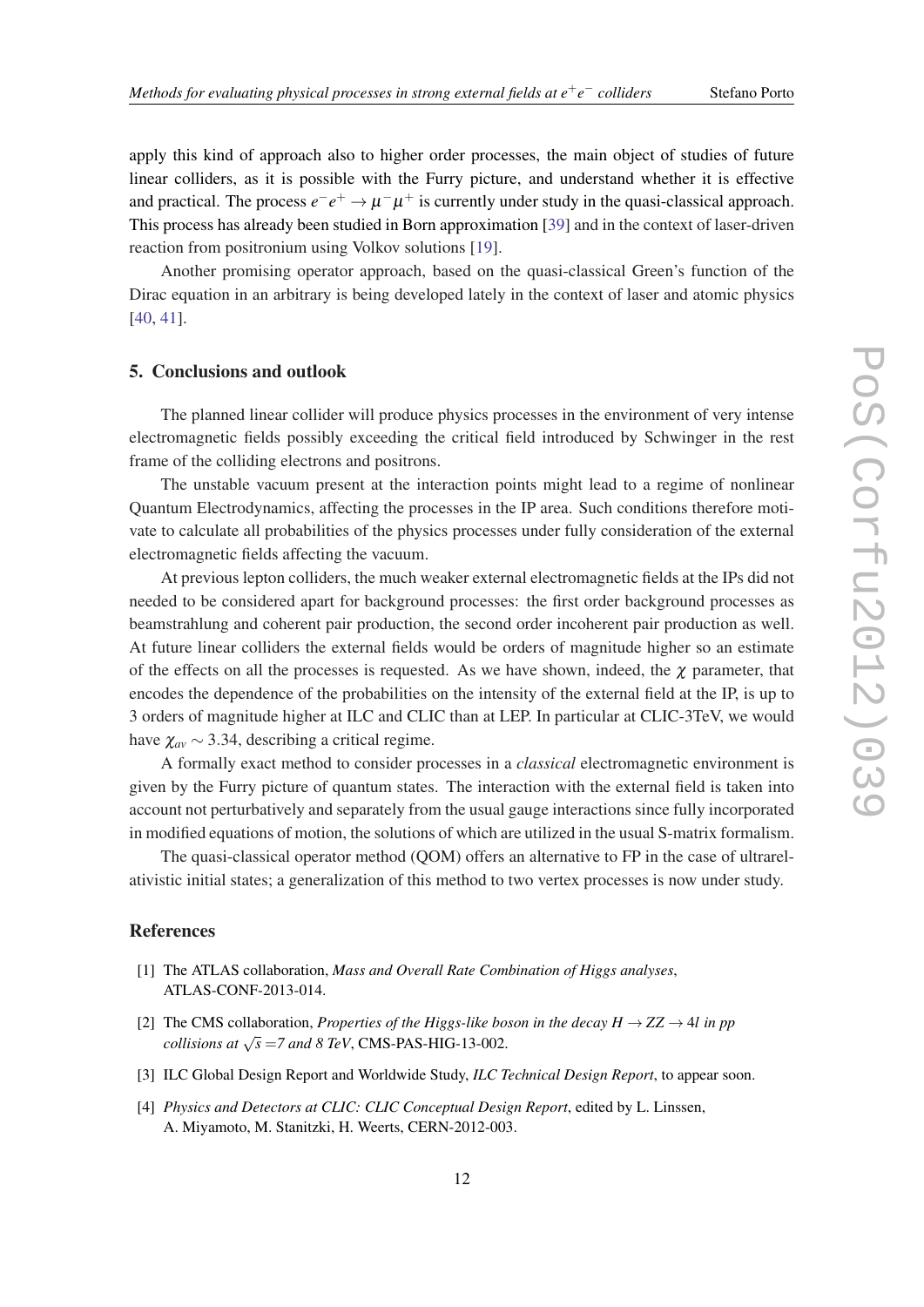apply this kind of approach also to higher order processes, the main object of studies of future linear colliders, as it is possible with the Furry picture, and understand whether it is effective and practical. The process $e^-e^+ \to \mu^-\mu^+$ is currently under study in the quasi-classical approach. This process has already been studied in Born approximation [39] and in the context of laser-driven reaction from positronium using Volkov solutions [19].

Another promising operator approach, based on the quasi-classical Green's function of the Dirac equation in an arbitrary is being developed lately in the context of laser and atomic physics [40, 41].

## 5. Conclusions and outlook

The planned linear collider will produce physics processes in the environment of very intense electromagnetic fields possibly exceeding the critical field introduced by Schwinger in the rest frame of the colliding electrons and positrons.

The unstable vacuum present at the interaction points might lead to a regime of nonlinear Quantum Electrodynamics, affecting the processes in the IP area. Such conditions therefore motivate to calculate all probabilities of the physics processes under fully consideration of the external electromagnetic fields affecting the vacuum.

At previous lepton colliders, the much weaker external electromagnetic fields at the IPs did not needed to be considered apart for background processes: the first order background processes as beamstrahlung and coherent pair production, the second order incoherent pair production as well. At future linear colliders the external fields would be orders of magnitude higher so an estimate of the effects on all the processes is requested. As we have shown, indeed, the $\chi$ parameter, that encodes the dependence of the probabilities on the intensity of the external field at the IP, is up to 3 orders of magnitude higher at ILC and CLIC than at LEP. In particular at CLIC-3TeV, we would have $\chi_{av} \sim 3.34$, describing a critical regime.

A formally exact method to consider processes in a *classical* electromagnetic environment is given by the Furry picture of quantum states. The interaction with the external field is taken into account not perturbatively and separately from the usual gauge interactions since fully incorporated in modified equations of motion, the solutions of which are utilized in the usual S-matrix formalism.

The quasi-classical operator method (QOM) offers an alternative to FP in the case of ultrarelativistic initial states; a generalization of this method to two vertex processes is now under study.

## References

[1] The ATLAS collaboration, *Mass and Overall Rate Combination of Higgs analyses*, ATLAS-CONF-2013-014.

[2] The CMS collaboration, *Properties of the Higgs-like boson in the decay $H \to ZZ \to 4l$ in pp collisions at $\sqrt{s}$ =7 and 8 TeV*, CMS-PAS-HIG-13-002.

[3] ILC Global Design Report and Worldwide Study, *ILC Technical Design Report*, to appear soon.

[4] *Physics and Detectors at CLIC: CLIC Conceptual Design Report*, edited by L. Linssen, A. Miyamoto, M. Stanitzki, H. Weerts, CERN-2012-003.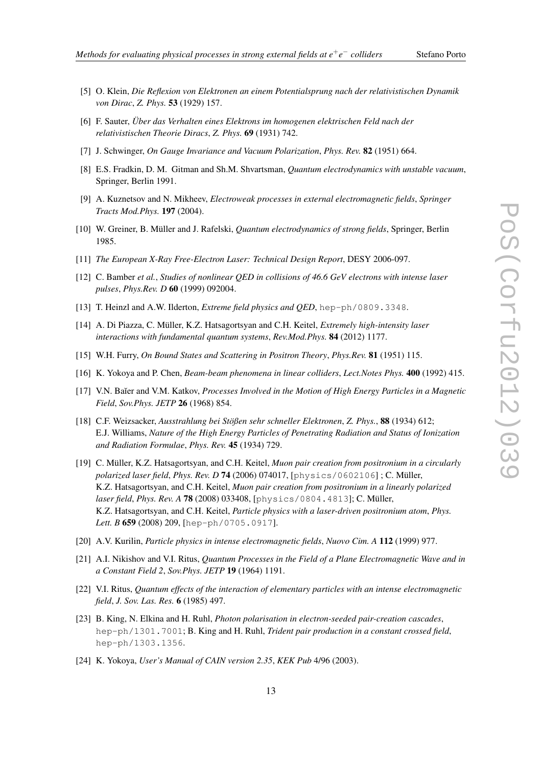[5] O. Klein, *Die Reflexion von Elektronen an einem Potentialsprung nach der relativistischen Dynamik von Dirac*, *Z. Phys.* **53** (1929) 157.

[6] F. Sauter, *Über das Verhalten eines Elektrons im homogenen elektrischen Feld nach der relativistischen Theorie Diracs*, *Z. Phys.* **69** (1931) 742.

[7] J. Schwinger, *On Gauge Invariance and Vacuum Polarization*, *Phys. Rev.* **82** (1951) 664.

[8] E.S. Fradkin, D. M. Gitman and Sh.M. Shvartsman, *Quantum electrodynamics with unstable vacuum*, Springer, Berlin 1991.

[9] A. Kuznetsov and N. Mikheev, *Electroweak processes in external electromagnetic fields*, *Springer Tracts Mod.Phys.* **197** (2004).

[10] W. Greiner, B. Müller and J. Rafelski, *Quantum electrodynamics of strong fields*, Springer, Berlin 1985.

[11] *The European X-Ray Free-Electron Laser: Technical Design Report*, DESY 2006-097.

[12] C. Bamber *et al.*, *Studies of nonlinear QED in collisions of 46.6 GeV electrons with intense laser pulses*, *Phys.Rev. D* **60** (1999) 092004.

[13] T. Heinzl and A.W. Ilderton, *Extreme field physics and QED*, hep-ph/0809.3348.

[14] A. Di Piazza, C. Müller, K.Z. Hatsagortsyan and C.H. Keitel, *Extremely high-intensity laser interactions with fundamental quantum systems*, *Rev.Mod.Phys.* **84** (2012) 1177.

[15] W.H. Furry, *On Bound States and Scattering in Positron Theory*, *Phys.Rev.* **81** (1951) 115.

[16] K. Yokoya and P. Chen, *Beam-beam phenomena in linear colliders*, *Lect.Notes Phys.* **400** (1992) 415.

[17] V.N. Baĭer and V.M. Katkov, *Processes Involved in the Motion of High Energy Particles in a Magnetic Field*, *Sov.Phys. JETP* **26** (1968) 854.

[18] C.F. Weizsacker, *Ausstrahlung bei Stößen sehr schneller Elektronen*, *Z. Phys.*, **88** (1934) 612; E.J. Williams, *Nature of the High Energy Particles of Penetrating Radiation and Status of Ionization and Radiation Formulae*, *Phys. Rev.* **45** (1934) 729.

[19] C. Müller, K.Z. Hatsagortsyan, and C.H. Keitel, *Muon pair creation from positronium in a circularly polarized laser field*, *Phys. Rev. D* **74** (2006) 074017, [physics/0602106] ; C. Müller, K.Z. Hatsagortsyan, and C.H. Keitel, *Muon pair creation from positronium in a linearly polarized laser field*, *Phys. Rev. A* **78** (2008) 033408, [physics/0804.4813]; C. Müller, K.Z. Hatsagortsyan, and C.H. Keitel, *Particle physics with a laser-driven positronium atom*, *Phys. Lett. B* **659** (2008) 209, [hep-ph/0705.0917].

[20] A.V. Kurilin, *Particle physics in intense electromagnetic fields*, *Nuovo Cim. A* **112** (1999) 977.

[21] A.I. Nikishov and V.I. Ritus, *Quantum Processes in the Field of a Plane Electromagnetic Wave and in a Constant Field 2*, *Sov.Phys. JETP* **19** (1964) 1191.

[22] V.I. Ritus, *Quantum effects of the interaction of elementary particles with an intense electromagnetic field*, *J. Sov. Las. Res.* **6** (1985) 497.

[23] B. King, N. Elkina and H. Ruhl, *Photon polarisation in electron-seeded pair-creation cascades*, hep-ph/1301.7001; B. King and H. Ruhl, *Trident pair production in a constant crossed field*, hep-ph/1303.1356.

[24] K. Yokoya, *User's Manual of CAIN version 2.35*, *KEK Pub* 4/96 (2003).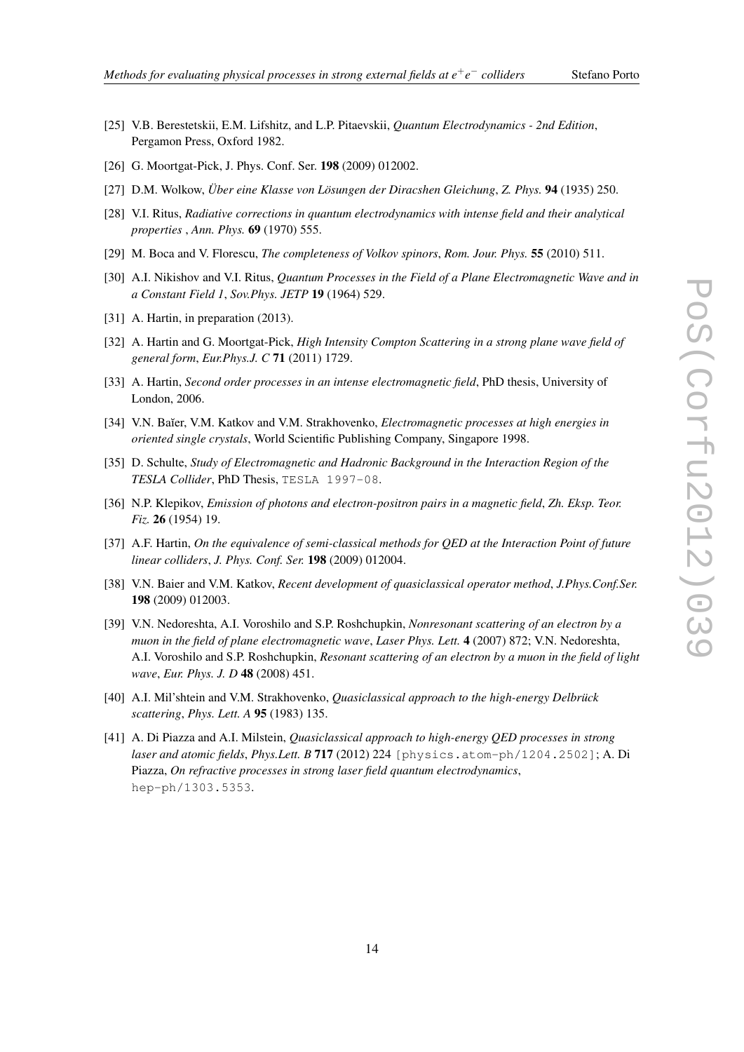[25] V.B. Berestetskii, E.M. Lifshitz, and L.P. Pitaevskii, *Quantum Electrodynamics - 2nd Edition*, Pergamon Press, Oxford 1982.

[26] G. Moortgat-Pick, J. Phys. Conf. Ser. **198** (2009) 012002.

[27] D.M. Wolkow, *Über eine Klasse von Lösungen der Diracshen Gleichung*, *Z. Phys.* **94** (1935) 250.

[28] V.I. Ritus, *Radiative corrections in quantum electrodynamics with intense field and their analytical properties* , *Ann. Phys.* **69** (1970) 555.

[29] M. Boca and V. Florescu, *The completeness of Volkov spinors*, *Rom. Jour. Phys.* **55** (2010) 511.

[30] A.I. Nikishov and V.I. Ritus, *Quantum Processes in the Field of a Plane Electromagnetic Wave and in a Constant Field 1*, *Sov.Phys. JETP* **19** (1964) 529.

[31] A. Hartin, in preparation (2013).

[32] A. Hartin and G. Moortgat-Pick, *High Intensity Compton Scattering in a strong plane wave field of general form*, *Eur.Phys.J. C* **71** (2011) 1729.

[33] A. Hartin, *Second order processes in an intense electromagnetic field*, PhD thesis, University of London, 2006.

[34] V.N. Baĭer, V.M. Katkov and V.M. Strakhovenko, *Electromagnetic processes at high energies in oriented single crystals*, World Scientific Publishing Company, Singapore 1998.

[35] D. Schulte, *Study of Electromagnetic and Hadronic Background in the Interaction Region of the TESLA Collider*, PhD Thesis, TESLA 1997-08.

[36] N.P. Klepikov, *Emission of photons and electron-positron pairs in a magnetic field*, *Zh. Eksp. Teor. Fiz.* **26** (1954) 19.

[37] A.F. Hartin, *On the equivalence of semi-classical methods for QED at the Interaction Point of future linear colliders*, *J. Phys. Conf. Ser.* **198** (2009) 012004.

[38] V.N. Baier and V.M. Katkov, *Recent development of quasiclassical operator method*, *J.Phys.Conf.Ser.* **198** (2009) 012003.

[39] V.N. Nedoreshta, A.I. Voroshilo and S.P. Roshchupkin, *Nonresonant scattering of an electron by a muon in the field of plane electromagnetic wave*, *Laser Phys. Lett.* **4** (2007) 872; V.N. Nedoreshta, A.I. Voroshilo and S.P. Roshchupkin, *Resonant scattering of an electron by a muon in the field of light wave*, *Eur. Phys. J. D* **48** (2008) 451.

[40] A.I. Mil'shtein and V.M. Strakhovenko, *Quasiclassical approach to the high-energy Delbrück scattering*, *Phys. Lett. A* **95** (1983) 135.

[41] A. Di Piazza and A.I. Milstein, *Quasiclassical approach to high-energy QED processes in strong laser and atomic fields*, *Phys.Lett. B* **717** (2012) 224 [physics.atom-ph/1204.2502]; A. Di Piazza, *On refractive processes in strong laser field quantum electrodynamics*, hep-ph/1303.5353.